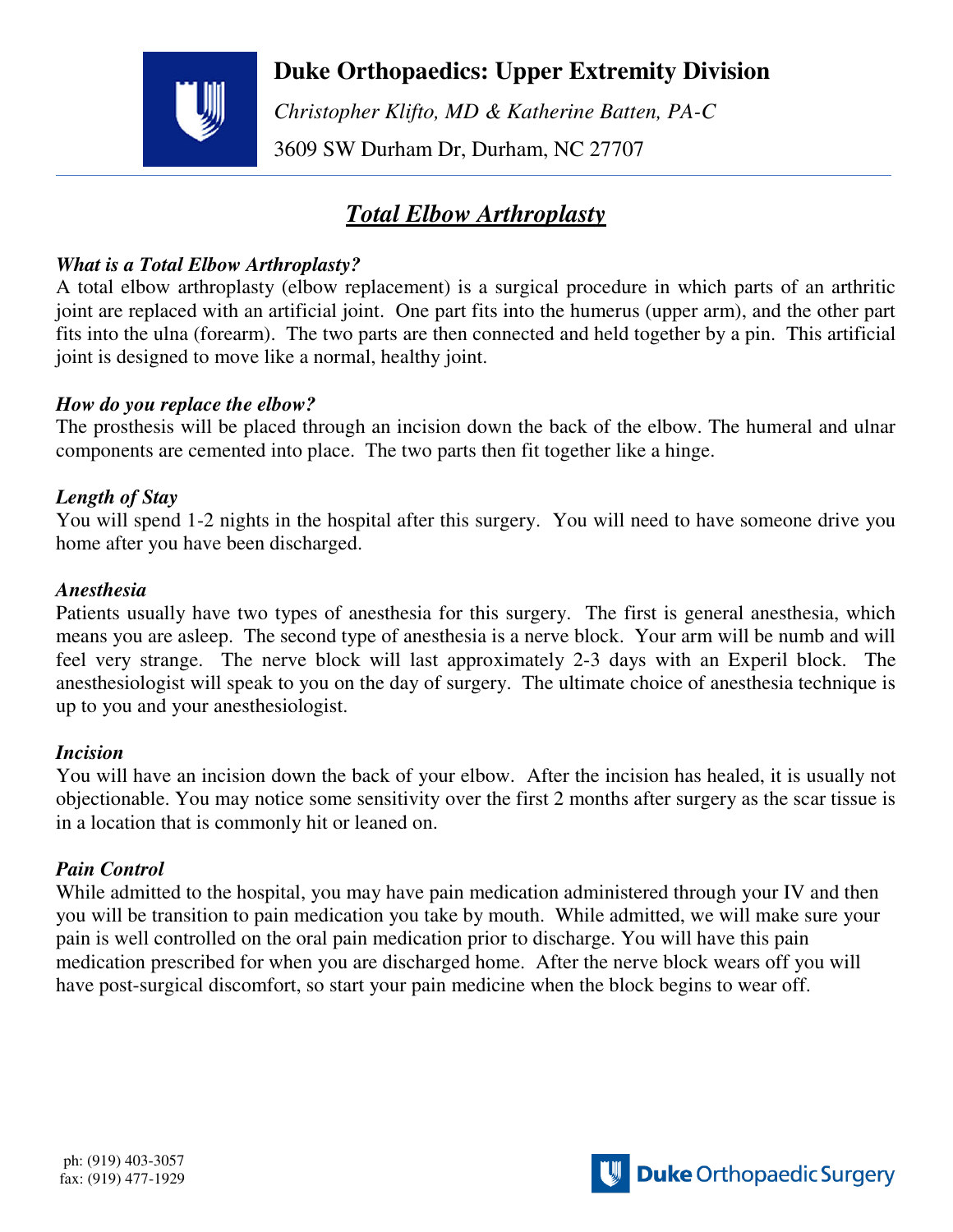# Duke Orthopaedics: Upper Extremity Division

*Christopher Klifto, MD & Katherine Batten, PA-C*

3609 SW Durham Dr, Durham, NC 27707

---

## ***Total Elbow Arthroplasty***

***What is a Total Elbow Arthroplasty?***

A total elbow arthroplasty (elbow replacement) is a surgical procedure in which parts of an arthritic joint are replaced with an artificial joint. One part fits into the humerus (upper arm), and the other part fits into the ulna (forearm). The two parts are then connected and held together by a pin. This artificial joint is designed to move like a normal, healthy joint.

***How do you replace the elbow?***

The prosthesis will be placed through an incision down the back of the elbow. The humeral and ulnar components are cemented into place. The two parts then fit together like a hinge.

***Length of Stay***

You will spend 1-2 nights in the hospital after this surgery. You will need to have someone drive you home after you have been discharged.

***Anesthesia***

Patients usually have two types of anesthesia for this surgery. The first is general anesthesia, which means you are asleep. The second type of anesthesia is a nerve block. Your arm will be numb and will feel very strange. The nerve block will last approximately 2-3 days with an Experil block. The anesthesiologist will speak to you on the day of surgery. The ultimate choice of anesthesia technique is up to you and your anesthesiologist.

***Incision***

You will have an incision down the back of your elbow. After the incision has healed, it is usually not objectionable. You may notice some sensitivity over the first 2 months after surgery as the scar tissue is in a location that is commonly hit or leaned on.

***Pain Control***

While admitted to the hospital, you may have pain medication administered through your IV and then you will be transition to pain medication you take by mouth. While admitted, we will make sure your pain is well controlled on the oral pain medication prior to discharge. You will have this pain medication prescribed for when you are discharged home. After the nerve block wears off you will have post-surgical discomfort, so start your pain medicine when the block begins to wear off.

ph: (919) 403-3057
fax: (919) 477-1929

Duke Orthopaedic Surgery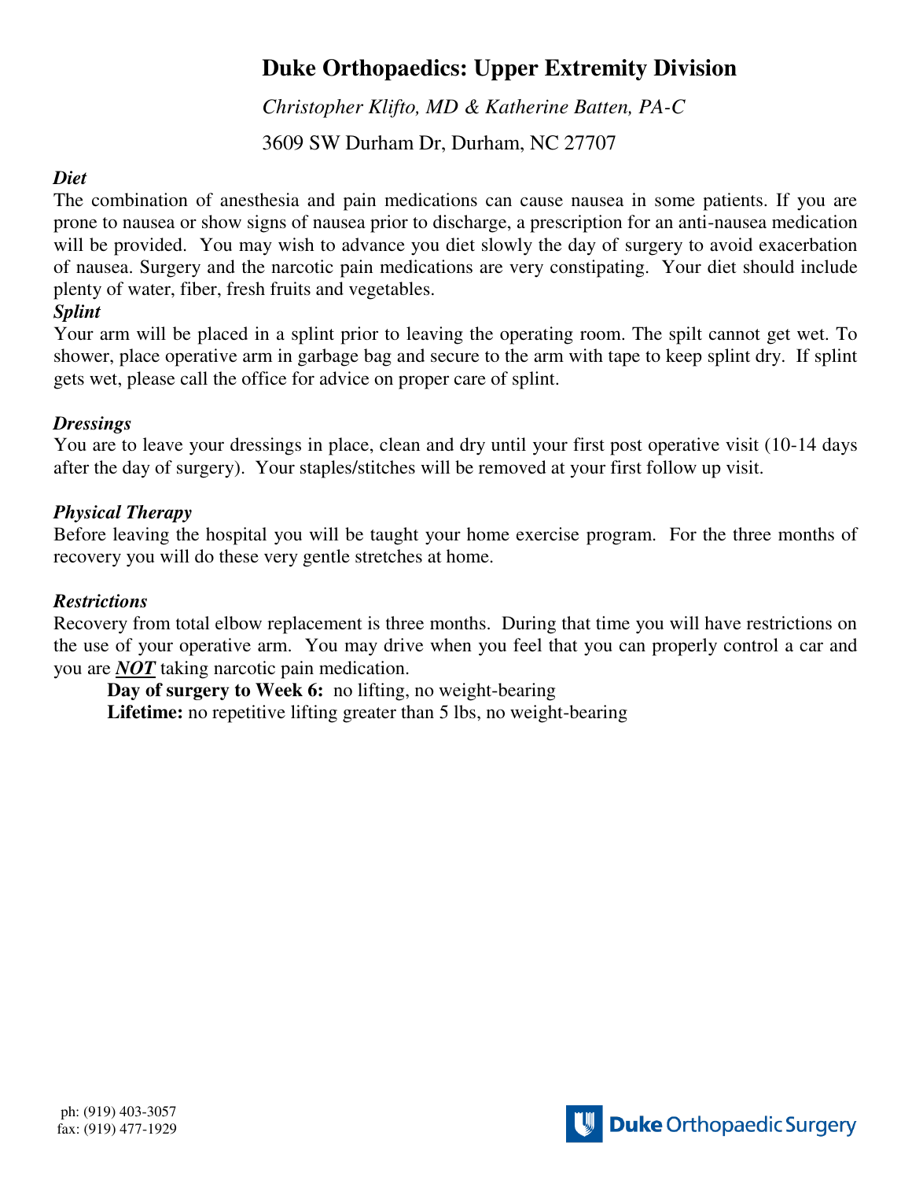# Duke Orthopaedics: Upper Extremity Division

*Christopher Klifto, MD & Katherine Batten, PA-C*

3609 SW Durham Dr, Durham, NC 27707

***Diet***

The combination of anesthesia and pain medications can cause nausea in some patients. If you are prone to nausea or show signs of nausea prior to discharge, a prescription for an anti-nausea medication will be provided. You may wish to advance you diet slowly the day of surgery to avoid exacerbation of nausea. Surgery and the narcotic pain medications are very constipating. Your diet should include plenty of water, fiber, fresh fruits and vegetables.

***Splint***

Your arm will be placed in a splint prior to leaving the operating room. The spilt cannot get wet. To shower, place operative arm in garbage bag and secure to the arm with tape to keep splint dry. If splint gets wet, please call the office for advice on proper care of splint.

***Dressings***

You are to leave your dressings in place, clean and dry until your first post operative visit (10-14 days after the day of surgery). Your staples/stitches will be removed at your first follow up visit.

***Physical Therapy***

Before leaving the hospital you will be taught your home exercise program. For the three months of recovery you will do these very gentle stretches at home.

***Restrictions***

Recovery from total elbow replacement is three months. During that time you will have restrictions on the use of your operative arm. You may drive when you feel that you can properly control a car and you are ***<u>NOT</u>*** taking narcotic pain medication.

**Day of surgery to Week 6:** no lifting, no weight-bearing
**Lifetime:** no repetitive lifting greater than 5 lbs, no weight-bearing

ph: (919) 403-3057
fax: (919) 477-1929

Duke Orthopaedic Surgery